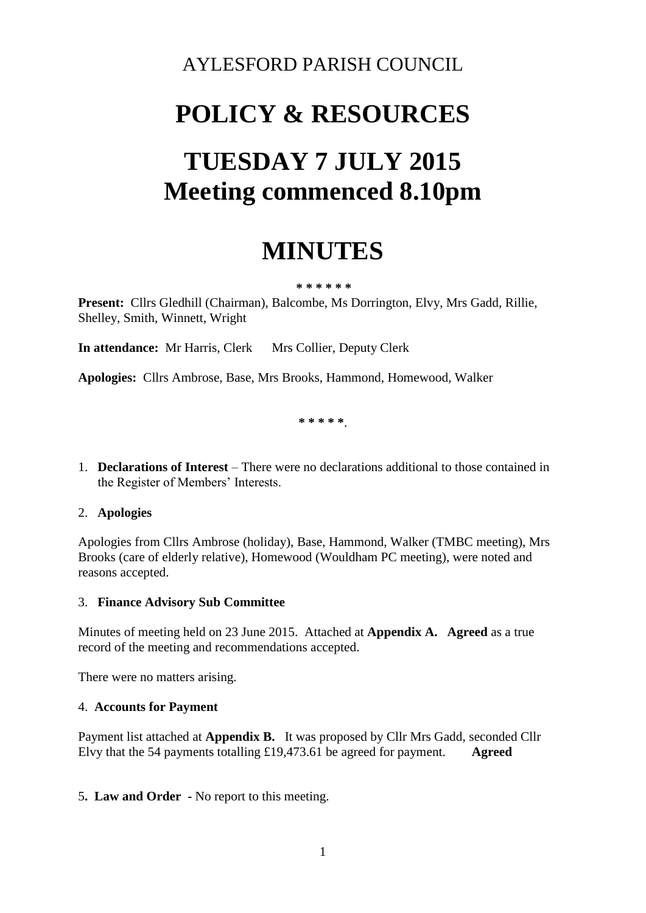AYLESFORD PARISH COUNCIL

# POLICY & RESOURCES

# TUESDAY 7 JULY 2015
# Meeting commenced 8.10pm

# MINUTES

\* \* \* \* \* \*

**Present:** Cllrs Gledhill (Chairman), Balcombe, Ms Dorrington, Elvy, Mrs Gadd, Rillie, Shelley, Smith, Winnett, Wright

**In attendance:** Mr Harris, Clerk   Mrs Collier, Deputy Clerk

**Apologies:** Cllrs Ambrose, Base, Mrs Brooks, Hammond, Homewood, Walker

\* \* \* \* \*.

1. **Declarations of Interest** – There were no declarations additional to those contained in the Register of Members' Interests.

2. **Apologies**

Apologies from Cllrs Ambrose (holiday), Base, Hammond, Walker (TMBC meeting), Mrs Brooks (care of elderly relative), Homewood (Wouldham PC meeting), were noted and reasons accepted.

3. **Finance Advisory Sub Committee**

Minutes of meeting held on 23 June 2015. Attached at **Appendix A.** **Agreed** as a true record of the meeting and recommendations accepted.

There were no matters arising.

4. **Accounts for Payment**

Payment list attached at **Appendix B.** It was proposed by Cllr Mrs Gadd, seconded Cllr Elvy that the 54 payments totalling £19,473.61 be agreed for payment. **Agreed**

5**. Law and Order** - No report to this meeting.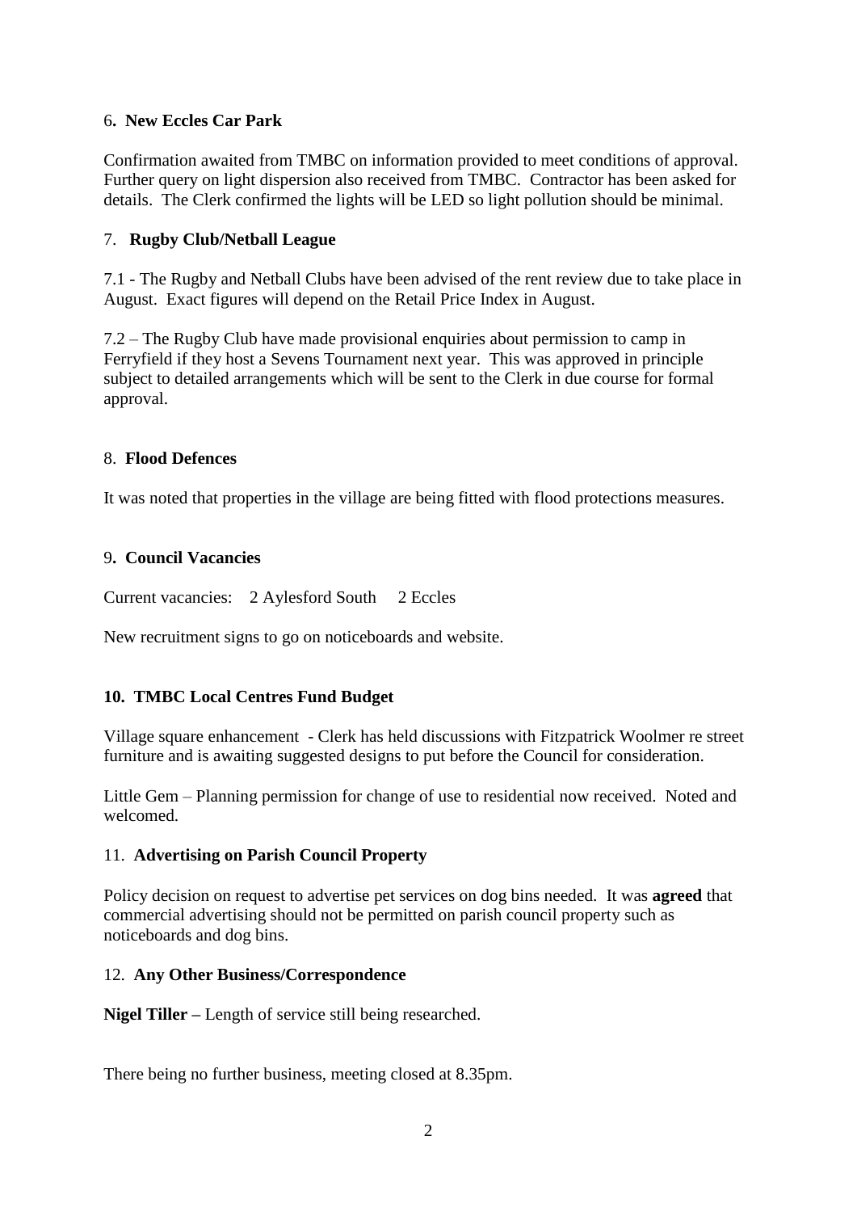6**. New Eccles Car Park**

Confirmation awaited from TMBC on information provided to meet conditions of approval. Further query on light dispersion also received from TMBC. Contractor has been asked for details. The Clerk confirmed the lights will be LED so light pollution should be minimal.

7. **Rugby Club/Netball League**

7.1 - The Rugby and Netball Clubs have been advised of the rent review due to take place in August. Exact figures will depend on the Retail Price Index in August.

7.2 – The Rugby Club have made provisional enquiries about permission to camp in Ferryfield if they host a Sevens Tournament next year. This was approved in principle subject to detailed arrangements which will be sent to the Clerk in due course for formal approval.

8. **Flood Defences**

It was noted that properties in the village are being fitted with flood protections measures.

9**. Council Vacancies**

Current vacancies: 2 Aylesford South 2 Eccles

New recruitment signs to go on noticeboards and website.

**10. TMBC Local Centres Fund Budget**

Village square enhancement - Clerk has held discussions with Fitzpatrick Woolmer re street furniture and is awaiting suggested designs to put before the Council for consideration.

Little Gem – Planning permission for change of use to residential now received. Noted and welcomed.

11. **Advertising on Parish Council Property**

Policy decision on request to advertise pet services on dog bins needed. It was **agreed** that commercial advertising should not be permitted on parish council property such as noticeboards and dog bins.

12. **Any Other Business/Correspondence**

**Nigel Tiller –** Length of service still being researched.

There being no further business, meeting closed at 8.35pm.